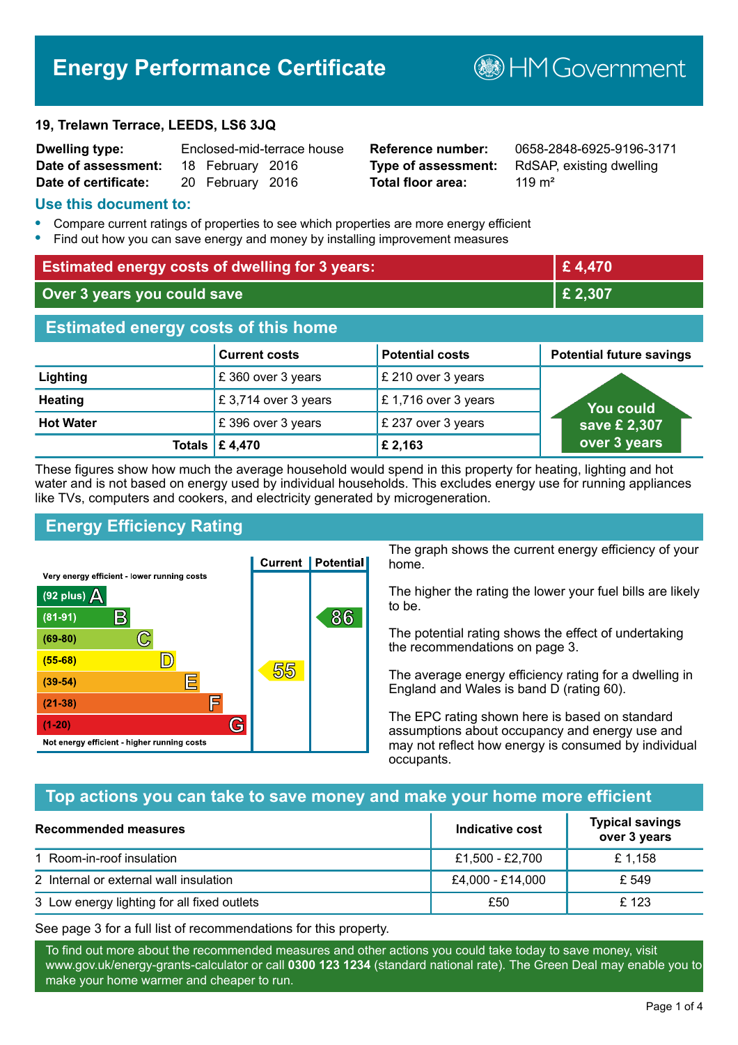# Energy Performance Certificate

HM Government

**19, Trelawn Terrace, LEEDS, LS6 3JQ**

| | | | |
|---|---|---|---|
| **Dwelling type:** | Enclosed-mid-terrace house | **Reference number:** | 0658-2848-6925-9196-3171 |
| **Date of assessment:** | 18 February 2016 | **Type of assessment:** | RdSAP, existing dwelling |
| **Date of certificate:** | 20 February 2016 | **Total floor area:** | 119 m² |

## Use this document to:

- Compare current ratings of properties to see which properties are more energy efficient
- Find out how you can save energy and money by installing improvement measures

| | |
|---|---|
| **Estimated energy costs of dwelling for 3 years:** | **£ 4,470** |
| **Over 3 years you could save** | **£ 2,307** |

## Estimated energy costs of this home

| | Current costs | Potential costs | Potential future savings |
|---|---|---|---|
| **Lighting** | £ 360 over 3 years | £ 210 over 3 years | You could save £ 2,307 over 3 years |
| **Heating** | £ 3,714 over 3 years | £ 1,716 over 3 years | |
| **Hot Water** | £ 396 over 3 years | £ 237 over 3 years | |
| **Totals** | **£ 4,470** | **£ 2,163** | |

These figures show how much the average household would spend in this property for heating, lighting and hot water and is not based on energy used by individual households. This excludes energy use for running appliances like TVs, computers and cookers, and electricity generated by microgeneration.

## Energy Efficiency Rating

| Rating | Current | Potential |
|---|---|---|
| Very energy efficient - lower running costs | | |
| (92 plus) A | | |
| (81-91) B | | 86 |
| (69-80) C | | |
| (55-68) D | 55 | |
| (39-54) E | | |
| (21-38) F | | |
| (1-20) G | | |
| Not energy efficient - higher running costs | | |

The graph shows the current energy efficiency of your home.

The higher the rating the lower your fuel bills are likely to be.

The potential rating shows the effect of undertaking the recommendations on page 3.

The average energy efficiency rating for a dwelling in England and Wales is band D (rating 60).

The EPC rating shown here is based on standard assumptions about occupancy and energy use and may not reflect how energy is consumed by individual occupants.

## Top actions you can take to save money and make your home more efficient

| Recommended measures | Indicative cost | Typical savings over 3 years |
|---|---|---|
| 1 Room-in-roof insulation | £1,500 - £2,700 | £ 1,158 |
| 2 Internal or external wall insulation | £4,000 - £14,000 | £ 549 |
| 3 Low energy lighting for all fixed outlets | £50 | £ 123 |

See page 3 for a full list of recommendations for this property.

To find out more about the recommended measures and other actions you could take today to save money, visit www.gov.uk/energy-grants-calculator or call **0300 123 1234** (standard national rate). The Green Deal may enable you to make your home warmer and cheaper to run.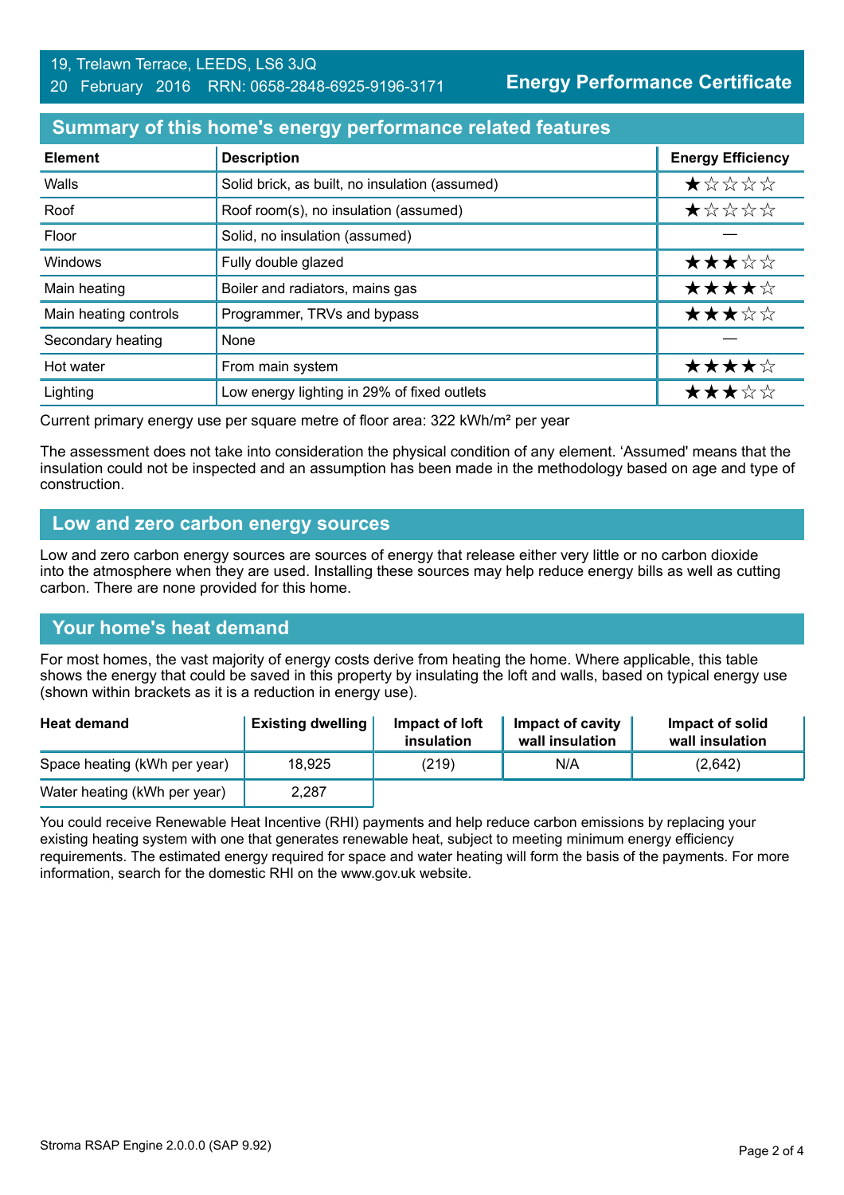19, Trelawn Terrace, LEEDS, LS6 3JQ
20 February 2016 RRN: 0658-2848-6925-9196-3171

**Energy Performance Certificate**

## Summary of this home's energy performance related features

| Element | Description | Energy Efficiency |
|---|---|---|
| Walls | Solid brick, as built, no insulation (assumed) | ★☆☆☆☆ |
| Roof | Roof room(s), no insulation (assumed) | ★☆☆☆☆ |
| Floor | Solid, no insulation (assumed) | — |
| Windows | Fully double glazed | ★★★☆☆ |
| Main heating | Boiler and radiators, mains gas | ★★★★☆ |
| Main heating controls | Programmer, TRVs and bypass | ★★★☆☆ |
| Secondary heating | None | — |
| Hot water | From main system | ★★★★☆ |
| Lighting | Low energy lighting in 29% of fixed outlets | ★★★☆☆ |

Current primary energy use per square metre of floor area: 322 kWh/m² per year

The assessment does not take into consideration the physical condition of any element. 'Assumed' means that the insulation could not be inspected and an assumption has been made in the methodology based on age and type of construction.

## Low and zero carbon energy sources

Low and zero carbon energy sources are sources of energy that release either very little or no carbon dioxide into the atmosphere when they are used. Installing these sources may help reduce energy bills as well as cutting carbon. There are none provided for this home.

## Your home's heat demand

For most homes, the vast majority of energy costs derive from heating the home. Where applicable, this table shows the energy that could be saved in this property by insulating the loft and walls, based on typical energy use (shown within brackets as it is a reduction in energy use).

| Heat demand | Existing dwelling | Impact of loft insulation | Impact of cavity wall insulation | Impact of solid wall insulation |
|---|---|---|---|---|
| Space heating (kWh per year) | 18,925 | (219) | N/A | (2,642) |
| Water heating (kWh per year) | 2,287 | | | |

You could receive Renewable Heat Incentive (RHI) payments and help reduce carbon emissions by replacing your existing heating system with one that generates renewable heat, subject to meeting minimum energy efficiency requirements. The estimated energy required for space and water heating will form the basis of the payments. For more information, search for the domestic RHI on the www.gov.uk website.

Stroma RSAP Engine 2.0.0.0 (SAP 9.92)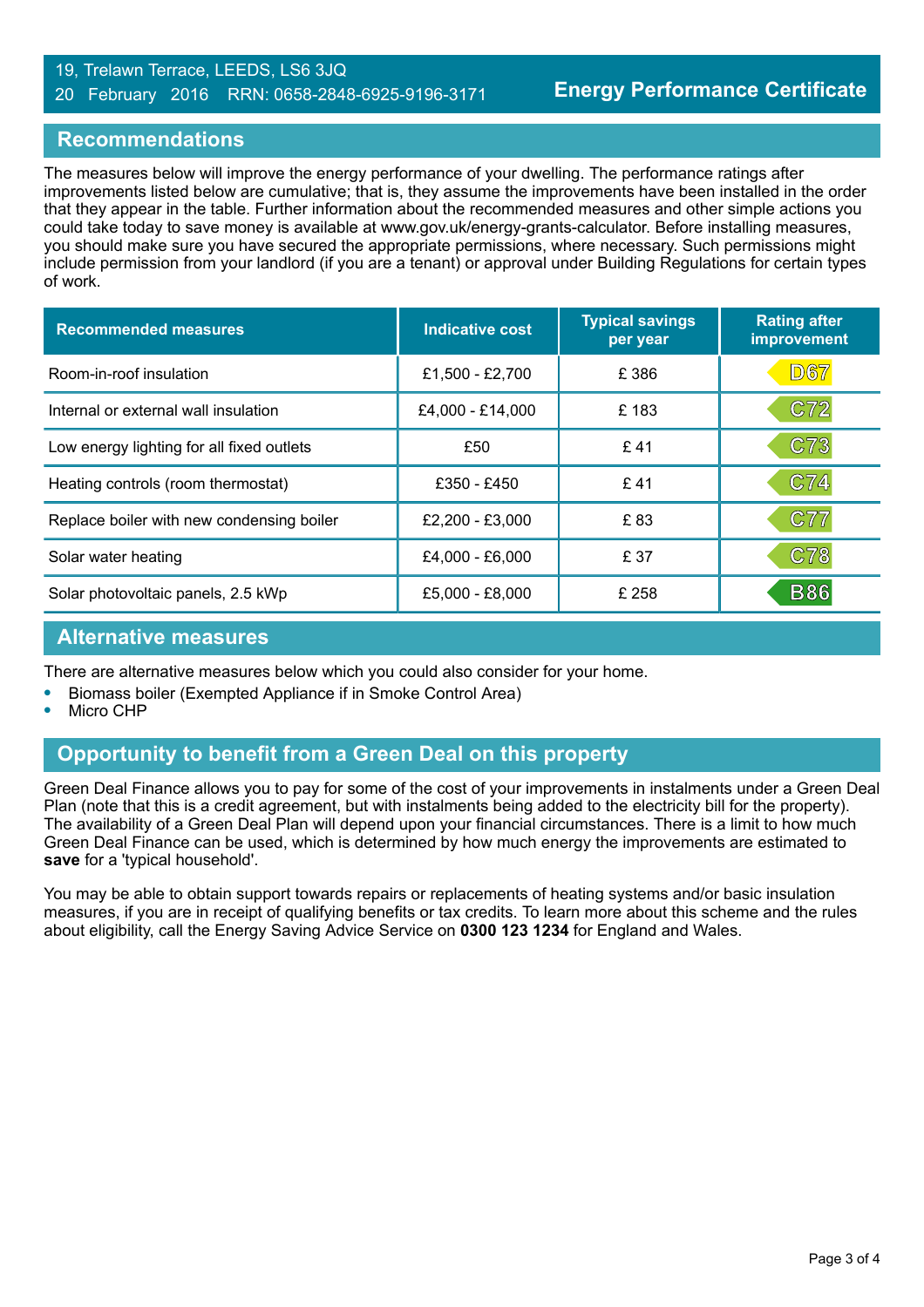19, Trelawn Terrace, LEEDS, LS6 3JQ
20 February 2016 RRN: 0658-2848-6925-9196-3171

**Energy Performance Certificate**

## Recommendations

The measures below will improve the energy performance of your dwelling. The performance ratings after improvements listed below are cumulative; that is, they assume the improvements have been installed in the order that they appear in the table. Further information about the recommended measures and other simple actions you could take today to save money is available at www.gov.uk/energy-grants-calculator. Before installing measures, you should make sure you have secured the appropriate permissions, where necessary. Such permissions might include permission from your landlord (if you are a tenant) or approval under Building Regulations for certain types of work.

| Recommended measures | Indicative cost | Typical savings per year | Rating after improvement |
|---|---|---|---|
| Room-in-roof insulation | £1,500 - £2,700 | £ 386 | D67 |
| Internal or external wall insulation | £4,000 - £14,000 | £ 183 | C72 |
| Low energy lighting for all fixed outlets | £50 | £ 41 | C73 |
| Heating controls (room thermostat) | £350 - £450 | £ 41 | C74 |
| Replace boiler with new condensing boiler | £2,200 - £3,000 | £ 83 | C77 |
| Solar water heating | £4,000 - £6,000 | £ 37 | C78 |
| Solar photovoltaic panels, 2.5 kWp | £5,000 - £8,000 | £ 258 | B86 |

## Alternative measures

There are alternative measures below which you could also consider for your home.

- Biomass boiler (Exempted Appliance if in Smoke Control Area)
- Micro CHP

## Opportunity to benefit from a Green Deal on this property

Green Deal Finance allows you to pay for some of the cost of your improvements in instalments under a Green Deal Plan (note that this is a credit agreement, but with instalments being added to the electricity bill for the property). The availability of a Green Deal Plan will depend upon your financial circumstances. There is a limit to how much Green Deal Finance can be used, which is determined by how much energy the improvements are estimated to **save** for a 'typical household'.

You may be able to obtain support towards repairs or replacements of heating systems and/or basic insulation measures, if you are in receipt of qualifying benefits or tax credits. To learn more about this scheme and the rules about eligibility, call the Energy Saving Advice Service on **0300 123 1234** for England and Wales.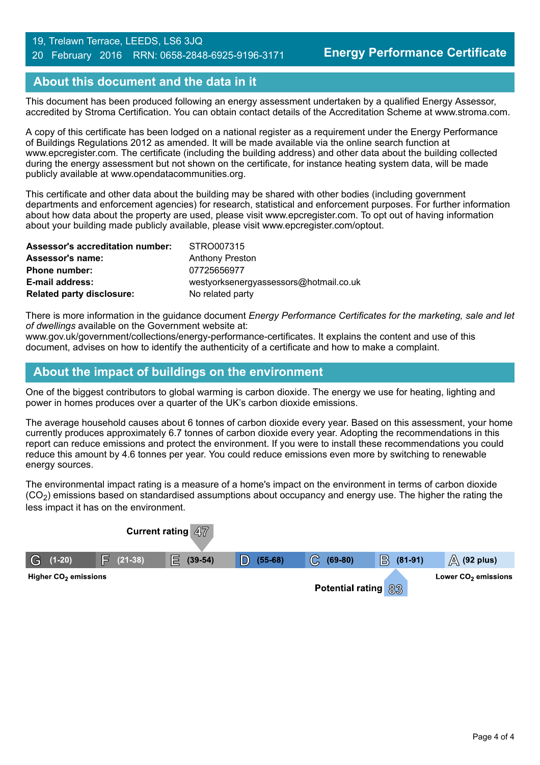19, Trelawn Terrace, LEEDS, LS6 3JQ
20 February 2016 RRN: 0658-2848-6925-9196-3171

**Energy Performance Certificate**

## About this document and the data in it

This document has been produced following an energy assessment undertaken by a qualified Energy Assessor, accredited by Stroma Certification. You can obtain contact details of the Accreditation Scheme at www.stroma.com.

A copy of this certificate has been lodged on a national register as a requirement under the Energy Performance of Buildings Regulations 2012 as amended. It will be made available via the online search function at www.epcregister.com. The certificate (including the building address) and other data about the building collected during the energy assessment but not shown on the certificate, for instance heating system data, will be made publicly available at www.opendatacommunities.org.

This certificate and other data about the building may be shared with other bodies (including government departments and enforcement agencies) for research, statistical and enforcement purposes. For further information about how data about the property are used, please visit www.epcregister.com. To opt out of having information about your building made publicly available, please visit www.epcregister.com/optout.

| | |
|---|---|
| **Assessor's accreditation number:** | STRO007315 |
| **Assessor's name:** | Anthony Preston |
| **Phone number:** | 07725656977 |
| **E-mail address:** | westyorksenergyassessors@hotmail.co.uk |
| **Related party disclosure:** | No related party |

There is more information in the guidance document *Energy Performance Certificates for the marketing, sale and let of dwellings* available on the Government website at: www.gov.uk/government/collections/energy-performance-certificates. It explains the content and use of this document, advises on how to identify the authenticity of a certificate and how to make a complaint.

## About the impact of buildings on the environment

One of the biggest contributors to global warming is carbon dioxide. The energy we use for heating, lighting and power in homes produces over a quarter of the UK's carbon dioxide emissions.

The average household causes about 6 tonnes of carbon dioxide every year. Based on this assessment, your home currently produces approximately 6.7 tonnes of carbon dioxide every year. Adopting the recommendations in this report can reduce emissions and protect the environment. If you were to install these recommendations you could reduce this amount by 4.6 tonnes per year. You could reduce emissions even more by switching to renewable energy sources.

The environmental impact rating is a measure of a home's impact on the environment in terms of carbon dioxide ($CO_2$) emissions based on standardised assumptions about occupancy and energy use. The higher the rating the less impact it has on the environment.

Current rating 47

G (1-20)
F (21-38)
E (39-54)
D (55-68)
C (69-80)
B (81-91)
A (92 plus)

Higher $CO_2$ emissions

Lower $CO_2$ emissions

Potential rating 83